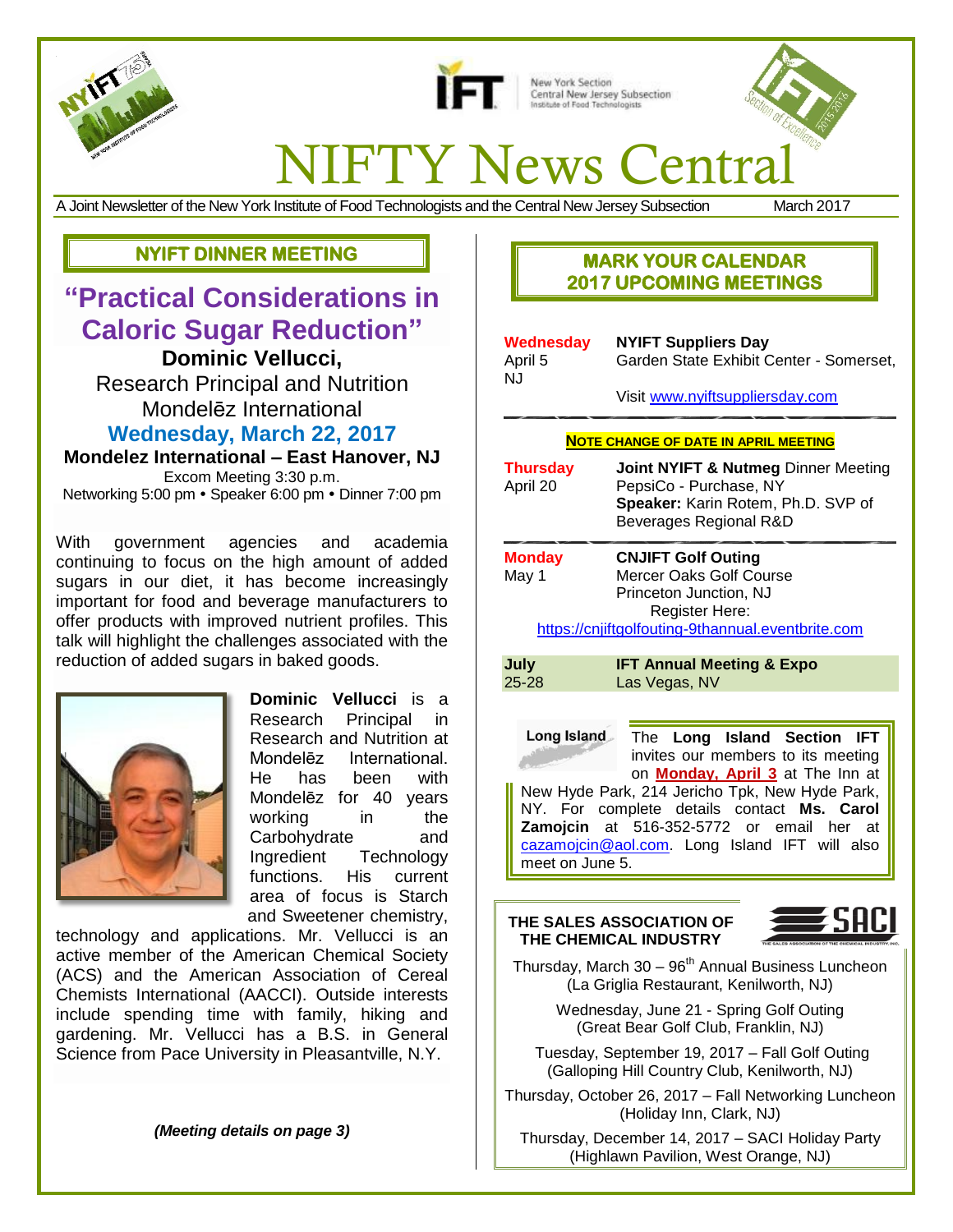New York Section
Central New Jersey Subsection
Institute of Food Technologists

# NIFTY News Central

A Joint Newsletter of the New York Institute of Food Technologists and the Central New Jersey Subsection — March 2017

## NYIFT DINNER MEETING

## "Practical Considerations in Caloric Sugar Reduction"

**Dominic Vellucci,**
Research Principal and Nutrition
Mondelēz International

**Wednesday, March 22, 2017**

**Mondelez International – East Hanover, NJ**

Excom Meeting 3:30 p.m.
Networking 5:00 pm • Speaker 6:00 pm • Dinner 7:00 pm

With government agencies and academia continuing to focus on the high amount of added sugars in our diet, it has become increasingly important for food and beverage manufacturers to offer products with improved nutrient profiles. This talk will highlight the challenges associated with the reduction of added sugars in baked goods.

**Dominic Vellucci** is a Research Principal in Research and Nutrition at Mondelēz International. He has been with Mondelēz for 40 years working in the Carbohydrate and Ingredient Technology functions. His current area of focus is Starch and Sweetener chemistry, technology and applications. Mr. Vellucci is an active member of the American Chemical Society (ACS) and the American Association of Cereal Chemists International (AACCI). Outside interests include spending time with family, hiking and gardening. Mr. Vellucci has a B.S. in General Science from Pace University in Pleasantville, N.Y.

***(Meeting details on page 3)***

## MARK YOUR CALENDAR 2017 UPCOMING MEETINGS

**Wednesday** April 5 — **NYIFT Suppliers Day**
Garden State Exhibit Center - Somerset, NJ
Visit www.nyiftsuppliersday.com

**NOTE CHANGE OF DATE IN APRIL MEETING**

**Thursday** April 20 — **Joint NYIFT & Nutmeg** Dinner Meeting
PepsiCo - Purchase, NY
**Speaker:** Karin Rotem, Ph.D. SVP of Beverages Regional R&D

**Monday** May 1 — **CNJIFT Golf Outing**
Mercer Oaks Golf Course
Princeton Junction, NJ
Register Here:
https://cnjiftgolfouting-9thannual.eventbrite.com

**July** 25-28 — **IFT Annual Meeting & Expo**
Las Vegas, NV

Long Island

The **Long Island Section IFT** invites our members to its meeting on **Monday, April 3** at The Inn at New Hyde Park, 214 Jericho Tpk, New Hyde Park, NY. For complete details contact **Ms. Carol Zamojcin** at 516-352-5772 or email her at cazamojcin@aol.com. Long Island IFT will also meet on June 5.

**THE SALES ASSOCIATION OF THE CHEMICAL INDUSTRY**

Thursday, March 30 – 96th Annual Business Luncheon
(La Griglia Restaurant, Kenilworth, NJ)

Wednesday, June 21 - Spring Golf Outing
(Great Bear Golf Club, Franklin, NJ)

Tuesday, September 19, 2017 – Fall Golf Outing
(Galloping Hill Country Club, Kenilworth, NJ)

Thursday, October 26, 2017 – Fall Networking Luncheon
(Holiday Inn, Clark, NJ)

Thursday, December 14, 2017 – SACI Holiday Party
(Highlawn Pavilion, West Orange, NJ)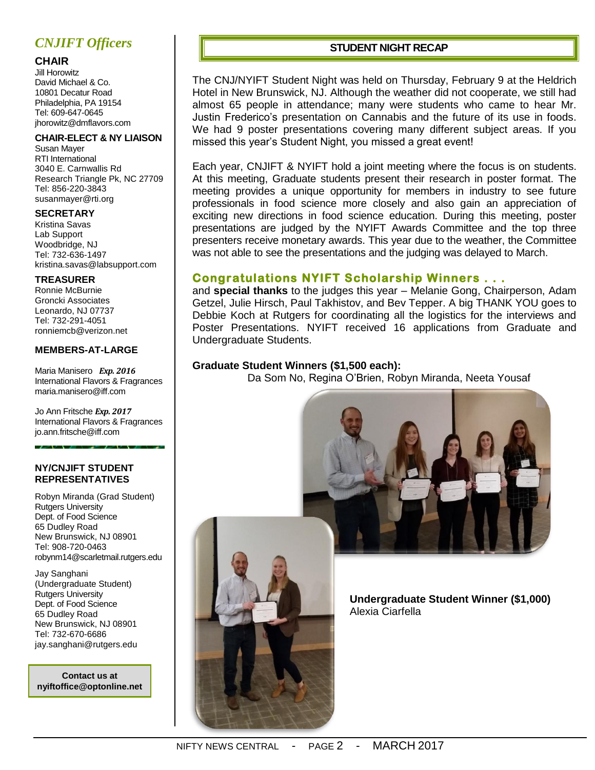## *CNJIFT Officers*

**CHAIR**
Jill Horowitz
David Michael & Co.
10801 Decatur Road
Philadelphia, PA 19154
Tel: 609-647-0645
jhorowitz@dmflavors.com

**CHAIR-ELECT & NY LIAISON**
Susan Mayer
RTI International
3040 E. Carnwallis Rd
Research Triangle Pk, NC 27709
Tel: 856-220-3843
susanmayer@rti.org

**SECRETARY**
Kristina Savas
Lab Support
Woodbridge, NJ
Tel: 732-636-1497
kristina.savas@labsupport.com

**TREASURER**
Ronnie McBurnie
Groncki Associates
Leonardo, NJ 07737
Tel: 732-291-4051
ronniemcb@verizon.net

**MEMBERS-AT-LARGE**

Maria Manisero ***Exp. 2016***
International Flavors & Fragrances
maria.manisero@iff.com

Jo Ann Fritsche ***Exp. 2017***
International Flavors & Fragrances
jo.ann.fritsche@iff.com

**NY/CNJIFT STUDENT REPRESENTATIVES**

Robyn Miranda (Grad Student)
Rutgers University
Dept. of Food Science
65 Dudley Road
New Brunswick, NJ 08901
Tel: 908-720-0463
robynm14@scarletmail.rutgers.edu

Jay Sanghani
(Undergraduate Student)
Rutgers University
Dept. of Food Science
65 Dudley Road
New Brunswick, NJ 08901
Tel: 732-670-6686
jay.sanghani@rutgers.edu

**Contact us at nyiftoffice@optonline.net**

## STUDENT NIGHT RECAP

The CNJ/NYIFT Student Night was held on Thursday, February 9 at the Heldrich Hotel in New Brunswick, NJ. Although the weather did not cooperate, we still had almost 65 people in attendance; many were students who came to hear Mr. Justin Frederico's presentation on Cannabis and the future of its use in foods. We had 9 poster presentations covering many different subject areas. If you missed this year's Student Night, you missed a great event!

Each year, CNJIFT & NYIFT hold a joint meeting where the focus is on students. At this meeting, Graduate students present their research in poster format. The meeting provides a unique opportunity for members in industry to see future professionals in food science more closely and also gain an appreciation of exciting new directions in food science education. During this meeting, poster presentations are judged by the NYIFT Awards Committee and the top three presenters receive monetary awards. This year due to the weather, the Committee was not able to see the presentations and the judging was delayed to March.

### Congratulations NYIFT Scholarship Winners . . .

and **special thanks** to the judges this year – Melanie Gong, Chairperson, Adam Getzel, Julie Hirsch, Paul Takhistov, and Bev Tepper. A big THANK YOU goes to Debbie Koch at Rutgers for coordinating all the logistics for the interviews and Poster Presentations. NYIFT received 16 applications from Graduate and Undergraduate Students.

**Graduate Student Winners ($1,500 each):**
Da Som No, Regina O'Brien, Robyn Miranda, Neeta Yousaf

**Undergraduate Student Winner ($1,000)**
Alexia Ciarfella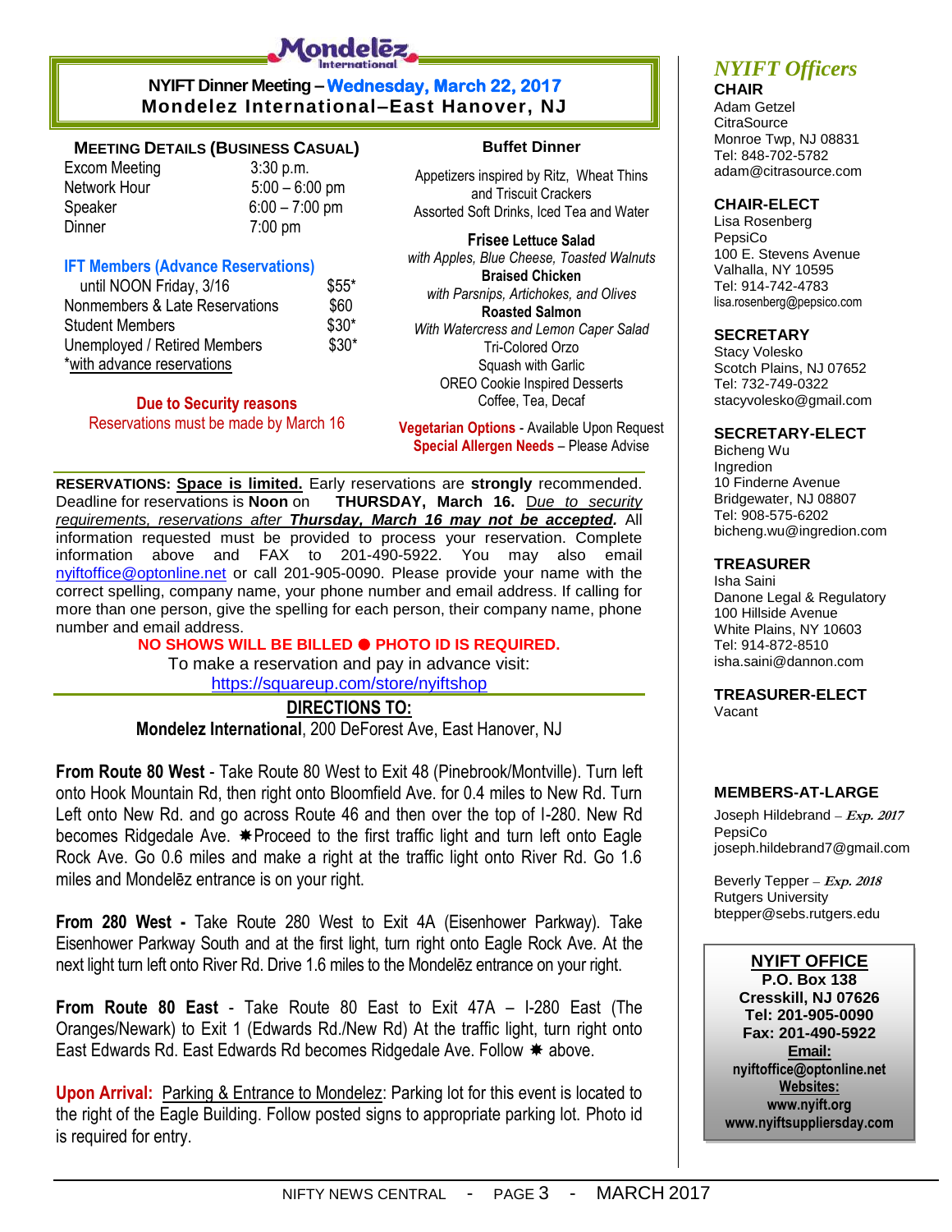# NYIFT Dinner Meeting – Wednesday, March 22, 2017

## Mondelez International–East Hanover, NJ

### Meeting Details (Business Casual)

| | |
|---|---|
| Excom Meeting | 3:30 p.m. |
| Network Hour | 5:00 – 6:00 pm |
| Speaker | 6:00 – 7:00 pm |
| Dinner | 7:00 pm |

### IFT Members (Advance Reservations)

| | |
|---|---|
| until NOON Friday, 3/16 | $55* |
| Nonmembers & Late Reservations | $60 |
| Student Members | $30* |
| Unemployed / Retired Members | $30* |

*with advance reservations

**Due to Security reasons**
Reservations must be made by March 16

### Buffet Dinner

Appetizers inspired by Ritz, Wheat Thins and Triscuit Crackers
Assorted Soft Drinks, Iced Tea and Water

**Frisee Lettuce Salad**
*with Apples, Blue Cheese, Toasted Walnuts*
**Braised Chicken**
*with Parsnips, Artichokes, and Olives*
**Roasted Salmon**
*With Watercress and Lemon Caper Salad*
Tri-Colored Orzo
Squash with Garlic
OREO Cookie Inspired Desserts
Coffee, Tea, Decaf

**Vegetarian Options** - Available Upon Request
**Special Allergen Needs** – Please Advise

**RESERVATIONS:** **Space is limited.** Early reservations are **strongly** recommended. Deadline for reservations is **Noon** on **THURSDAY, March 16.** *Due to security requirements, reservations after **Thursday, March 16 may not be accepted.*** All information requested must be provided to process your reservation. Complete information above and FAX to 201-490-5922. You may also email nyiftoffice@optonline.net or call 201-905-0090. Please provide your name with the correct spelling, company name, your phone number and email address. If calling for more than one person, give the spelling for each person, their company name, phone number and email address.

**NO SHOWS WILL BE BILLED ● PHOTO ID IS REQUIRED.**

To make a reservation and pay in advance visit:
https://squareup.com/store/nyiftshop

### DIRECTIONS TO:

**Mondelez International**, 200 DeForest Ave, East Hanover, NJ

**From Route 80 West** - Take Route 80 West to Exit 48 (Pinebrook/Montville). Turn left onto Hook Mountain Rd, then right onto Bloomfield Ave. for 0.4 miles to New Rd. Turn Left onto New Rd. and go across Route 46 and then over the top of I-280. New Rd becomes Ridgedale Ave. ✱Proceed to the first traffic light and turn left onto Eagle Rock Ave. Go 0.6 miles and make a right at the traffic light onto River Rd. Go 1.6 miles and Mondelēz entrance is on your right.

**From 280 West -** Take Route 280 West to Exit 4A (Eisenhower Parkway). Take Eisenhower Parkway South and at the first light, turn right onto Eagle Rock Ave. At the next light turn left onto River Rd. Drive 1.6 miles to the Mondelēz entrance on your right.

**From Route 80 East** - Take Route 80 East to Exit 47A – I-280 East (The Oranges/Newark) to Exit 1 (Edwards Rd./New Rd) At the traffic light, turn right onto East Edwards Rd. East Edwards Rd becomes Ridgedale Ave. Follow ✱ above.

**Upon Arrival:** Parking & Entrance to Mondelez: Parking lot for this event is located to the right of the Eagle Building. Follow posted signs to appropriate parking lot. Photo id is required for entry.

## NYIFT Officers

**CHAIR**
Adam Getzel
CitraSource
Monroe Twp, NJ 08831
Tel: 848-702-5782
adam@citrasource.com

**CHAIR-ELECT**
Lisa Rosenberg
PepsiCo
100 E. Stevens Avenue
Valhalla, NY 10595
Tel: 914-742-4783
lisa.rosenberg@pepsico.com

**SECRETARY**
Stacy Volesko
Scotch Plains, NJ 07652
Tel: 732-749-0322
stacyvolesko@gmail.com

**SECRETARY-ELECT**
Bicheng Wu
Ingredion
10 Finderne Avenue
Bridgewater, NJ 08807
Tel: 908-575-6202
bicheng.wu@ingredion.com

**TREASURER**
Isha Saini
Danone Legal & Regulatory
100 Hillside Avenue
White Plains, NY 10603
Tel: 914-872-8510
isha.saini@dannon.com

**TREASURER-ELECT**
Vacant

**MEMBERS-AT-LARGE**
Joseph Hildebrand – *Exp. 2017*
PepsiCo
joseph.hildebrand7@gmail.com

Beverly Tepper – *Exp. 2018*
Rutgers University
btepper@sebs.rutgers.edu

**NYIFT OFFICE**
**P.O. Box 138**
**Cresskill, NJ 07626**
**Tel: 201-905-0090**
**Fax: 201-490-5922**
**Email:**
**nyiftoffice@optonline.net**
**Websites:**
**www.nyift.org**
**www.nyiftsuppliersday.com**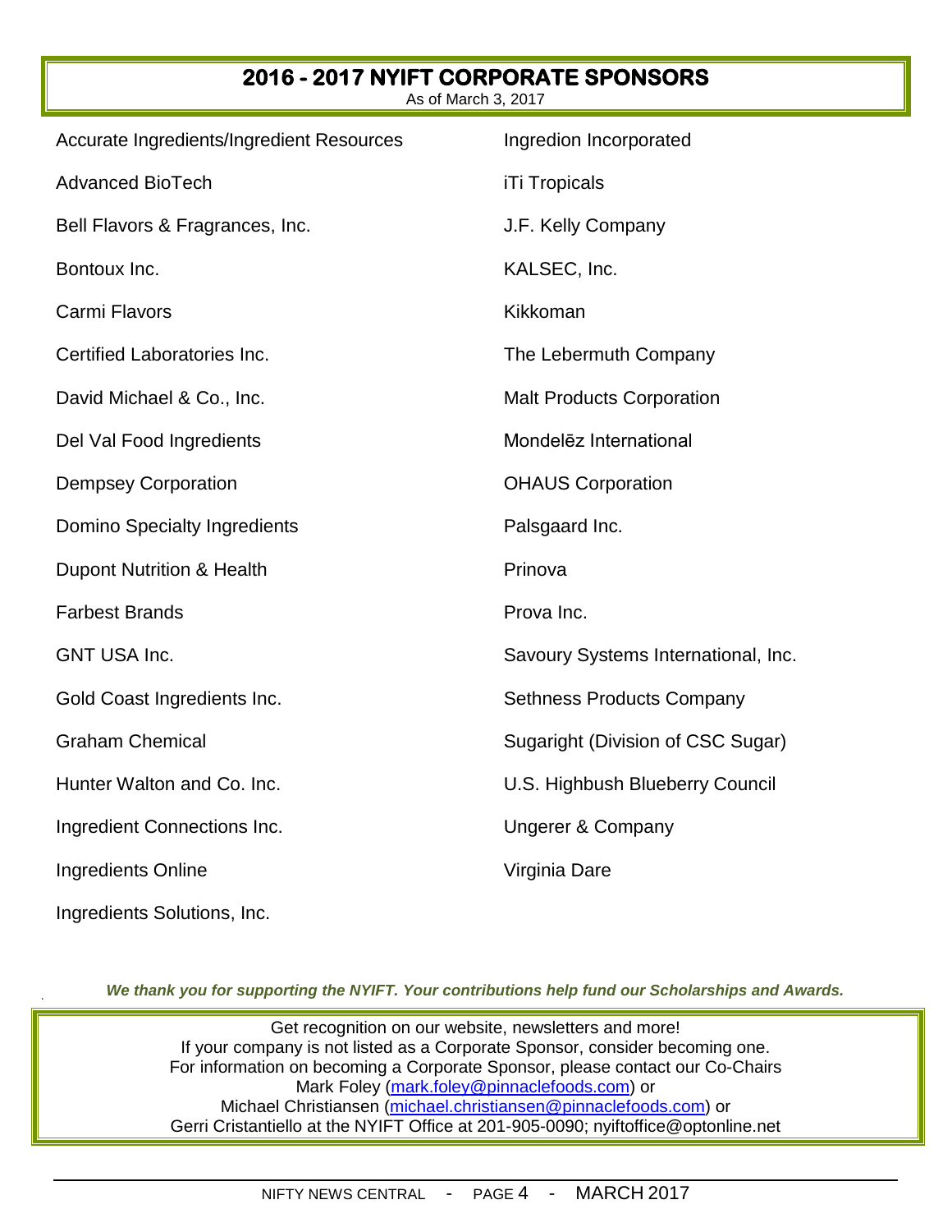## 2016 - 2017 NYIFT CORPORATE SPONSORS

As of March 3, 2017

- Accurate Ingredients/Ingredient Resources
- Advanced BioTech
- Bell Flavors & Fragrances, Inc.
- Bontoux Inc.
- Carmi Flavors
- Certified Laboratories Inc.
- David Michael & Co., Inc.
- Del Val Food Ingredients
- Dempsey Corporation
- Domino Specialty Ingredients
- Dupont Nutrition & Health
- Farbest Brands
- GNT USA Inc.
- Gold Coast Ingredients Inc.
- Graham Chemical
- Hunter Walton and Co. Inc.
- Ingredient Connections Inc.
- Ingredients Online
- Ingredients Solutions, Inc.
- Ingredion Incorporated
- iTi Tropicals
- J.F. Kelly Company
- KALSEC, Inc.
- Kikkoman
- The Lebermuth Company
- Malt Products Corporation
- Mondelēz International
- OHAUS Corporation
- Palsgaard Inc.
- Prinova
- Prova Inc.
- Savoury Systems International, Inc.
- Sethness Products Company
- Sugaright (Division of CSC Sugar)
- U.S. Highbush Blueberry Council
- Ungerer & Company
- Virginia Dare

***We thank you for supporting the NYIFT. Your contributions help fund our Scholarships and Awards.***

Get recognition on our website, newsletters and more!
If your company is not listed as a Corporate Sponsor, consider becoming one.
For information on becoming a Corporate Sponsor, please contact our Co-Chairs
Mark Foley (mark.foley@pinnaclefoods.com) or
Michael Christiansen (michael.christiansen@pinnaclefoods.com) or
Gerri Cristantiello at the NYIFT Office at 201-905-0090; nyiftoffice@optonline.net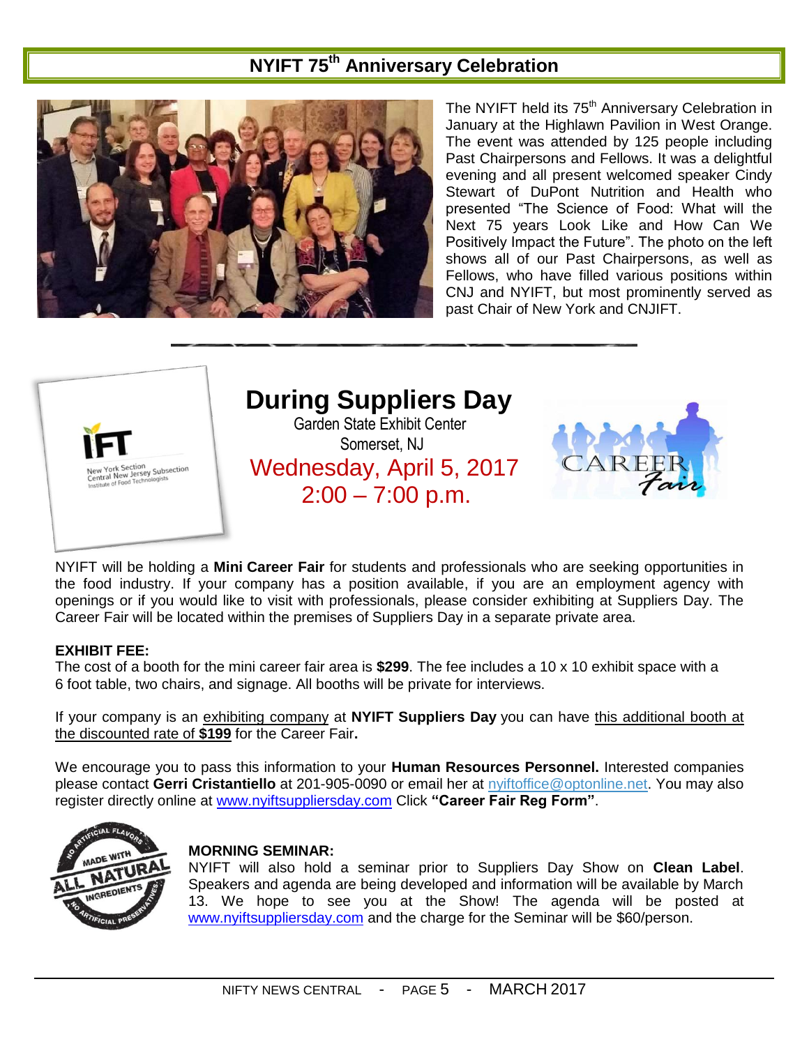## NYIFT 75th Anniversary Celebration

The NYIFT held its 75th Anniversary Celebration in January at the Highlawn Pavilion in West Orange. The event was attended by 125 people including Past Chairpersons and Fellows. It was a delightful evening and all present welcomed speaker Cindy Stewart of DuPont Nutrition and Health who presented "The Science of Food: What will the Next 75 years Look Like and How Can We Positively Impact the Future". The photo on the left shows all of our Past Chairpersons, as well as Fellows, who have filled various positions within CNJ and NYIFT, but most prominently served as past Chair of New York and CNJIFT.

---

# During Suppliers Day

Garden State Exhibit Center
Somerset, NJ
Wednesday, April 5, 2017
2:00 – 7:00 p.m.

NYIFT will be holding a **Mini Career Fair** for students and professionals who are seeking opportunities in the food industry. If your company has a position available, if you are an employment agency with openings or if you would like to visit with professionals, please consider exhibiting at Suppliers Day. The Career Fair will be located within the premises of Suppliers Day in a separate private area.

**EXHIBIT FEE:**
The cost of a booth for the mini career fair area is **$299**. The fee includes a 10 x 10 exhibit space with a 6 foot table, two chairs, and signage. All booths will be private for interviews.

If your company is an exhibiting company at **NYIFT Suppliers Day** you can have this additional booth at the discounted rate of **$199** for the Career Fair**.**

We encourage you to pass this information to your **Human Resources Personnel.** Interested companies please contact **Gerri Cristantiello** at 201-905-0090 or email her at nyiftoffice@optonline.net. You may also register directly online at www.nyiftsuppliersday.com Click **"Career Fair Reg Form"**.

**MORNING SEMINAR:**
NYIFT will also hold a seminar prior to Suppliers Day Show on **Clean Label**. Speakers and agenda are being developed and information will be available by March 13. We hope to see you at the Show! The agenda will be posted at www.nyiftsuppliersday.com and the charge for the Seminar will be $60/person.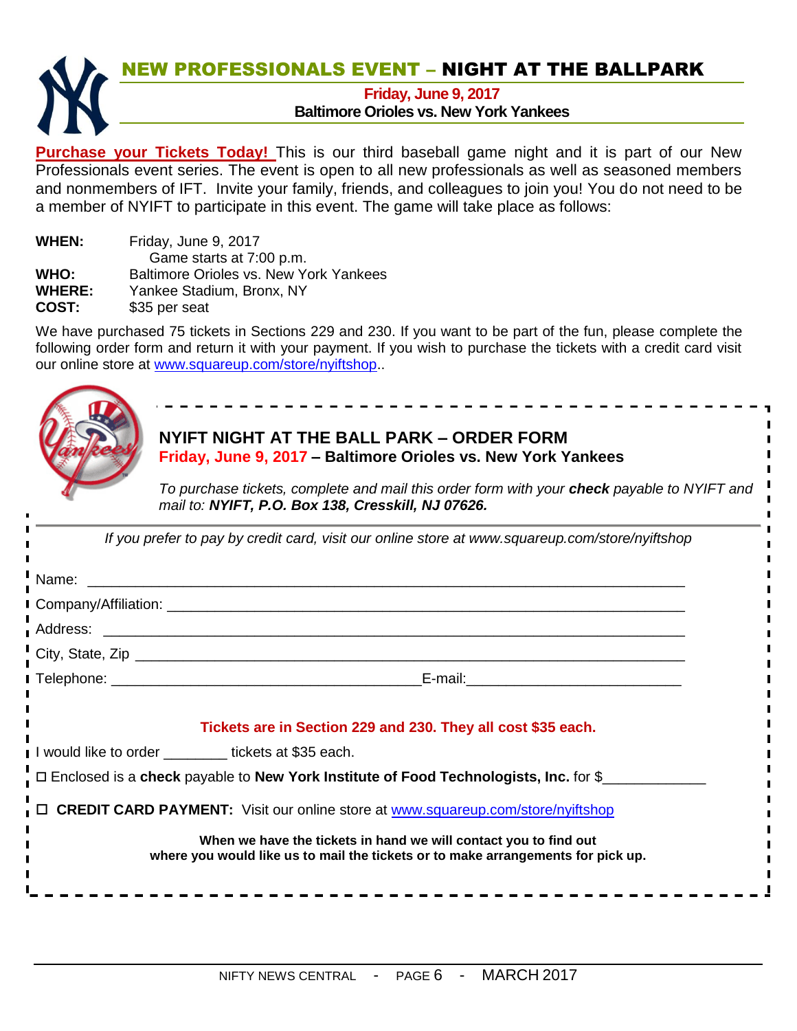# NEW PROFESSIONALS EVENT – NIGHT AT THE BALLPARK

**Friday, June 9, 2017**
**Baltimore Orioles vs. New York Yankees**

**Purchase your Tickets Today!** This is our third baseball game night and it is part of our New Professionals event series. The event is open to all new professionals as well as seasoned members and nonmembers of IFT. Invite your family, friends, and colleagues to join you! You do not need to be a member of NYIFT to participate in this event. The game will take place as follows:

**WHEN:** Friday, June 9, 2017
Game starts at 7:00 p.m.
**WHO:** Baltimore Orioles vs. New York Yankees
**WHERE:** Yankee Stadium, Bronx, NY
**COST:** $35 per seat

We have purchased 75 tickets in Sections 229 and 230. If you want to be part of the fun, please complete the following order form and return it with your payment. If you wish to purchase the tickets with a credit card visit our online store at www.squareup.com/store/nyiftshop..

## NYIFT NIGHT AT THE BALL PARK – ORDER FORM

**Friday, June 9, 2017 – Baltimore Orioles vs. New York Yankees**

*To purchase tickets, complete and mail this order form with your **check** payable to NYIFT and mail to: **NYIFT, P.O. Box 138, Cresskill, NJ 07626.***

*If you prefer to pay by credit card, visit our online store at www.squareup.com/store/nyiftshop*

Name: ______________________________________________________________

Company/Affiliation: ______________________________________________________

Address: ____________________________________________________________

City, State, Zip _________________________________________________________

Telephone: ________________________________E-mail:______________________

**Tickets are in Section 229 and 230. They all cost $35 each.**

I would like to order ________ tickets at $35 each.

☐ Enclosed is a **check** payable to **New York Institute of Food Technologists, Inc.** for $____________

☐ **CREDIT CARD PAYMENT:** Visit our online store at www.squareup.com/store/nyiftshop

**When we have the tickets in hand we will contact you to find out where you would like us to mail the tickets or to make arrangements for pick up.**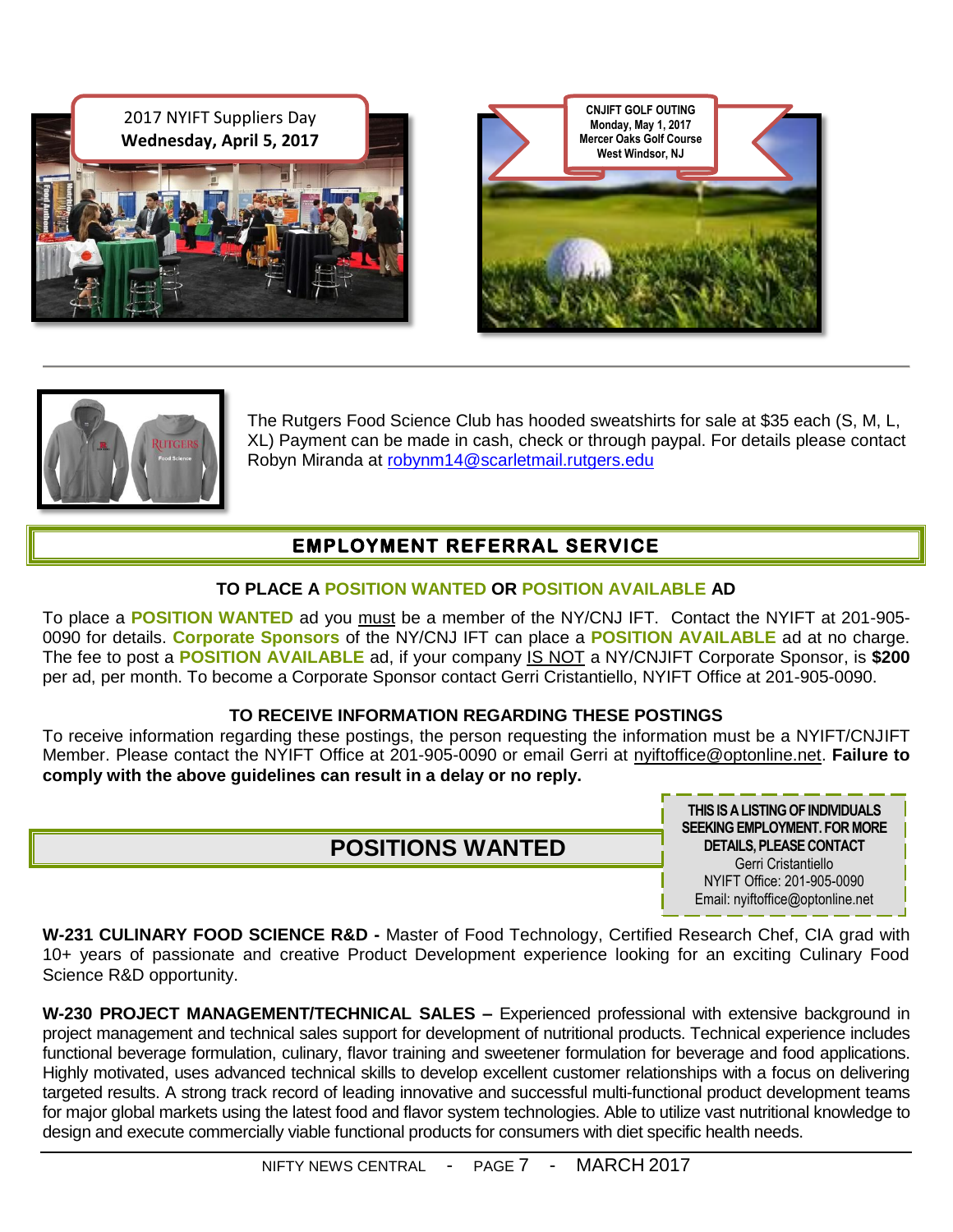2017 NYIFT Suppliers Day
**Wednesday, April 5, 2017**

**CNJIFT GOLF OUTING**
**Monday, May 1, 2017**
**Mercer Oaks Golf Course**
**West Windsor, NJ**

The Rutgers Food Science Club has hooded sweatshirts for sale at $35 each (S, M, L, XL) Payment can be made in cash, check or through paypal. For details please contact Robyn Miranda at robynm14@scarletmail.rutgers.edu

## EMPLOYMENT REFERRAL SERVICE

### TO PLACE A POSITION WANTED OR POSITION AVAILABLE AD

To place a **POSITION WANTED** ad you must be a member of the NY/CNJ IFT. Contact the NYIFT at 201-905-0090 for details. **Corporate Sponsors** of the NY/CNJ IFT can place a **POSITION AVAILABLE** ad at no charge. The fee to post a **POSITION AVAILABLE** ad, if your company IS NOT a NY/CNJIFT Corporate Sponsor, is **$200** per ad, per month. To become a Corporate Sponsor contact Gerri Cristantiello, NYIFT Office at 201-905-0090.

### TO RECEIVE INFORMATION REGARDING THESE POSTINGS

To receive information regarding these postings, the person requesting the information must be a NYIFT/CNJIFT Member. Please contact the NYIFT Office at 201-905-0090 or email Gerri at nyiftoffice@optonline.net. **Failure to comply with the above guidelines can result in a delay or no reply.**

## POSITIONS WANTED

**THIS IS A LISTING OF INDIVIDUALS SEEKING EMPLOYMENT. FOR MORE DETAILS, PLEASE CONTACT**
Gerri Cristantiello
NYIFT Office: 201-905-0090
Email: nyiftoffice@optonline.net

**W-231 CULINARY FOOD SCIENCE R&D -** Master of Food Technology, Certified Research Chef, CIA grad with 10+ years of passionate and creative Product Development experience looking for an exciting Culinary Food Science R&D opportunity.

**W-230 PROJECT MANAGEMENT/TECHNICAL SALES –** Experienced professional with extensive background in project management and technical sales support for development of nutritional products. Technical experience includes functional beverage formulation, culinary, flavor training and sweetener formulation for beverage and food applications. Highly motivated, uses advanced technical skills to develop excellent customer relationships with a focus on delivering targeted results. A strong track record of leading innovative and successful multi-functional product development teams for major global markets using the latest food and flavor system technologies. Able to utilize vast nutritional knowledge to design and execute commercially viable functional products for consumers with diet specific health needs.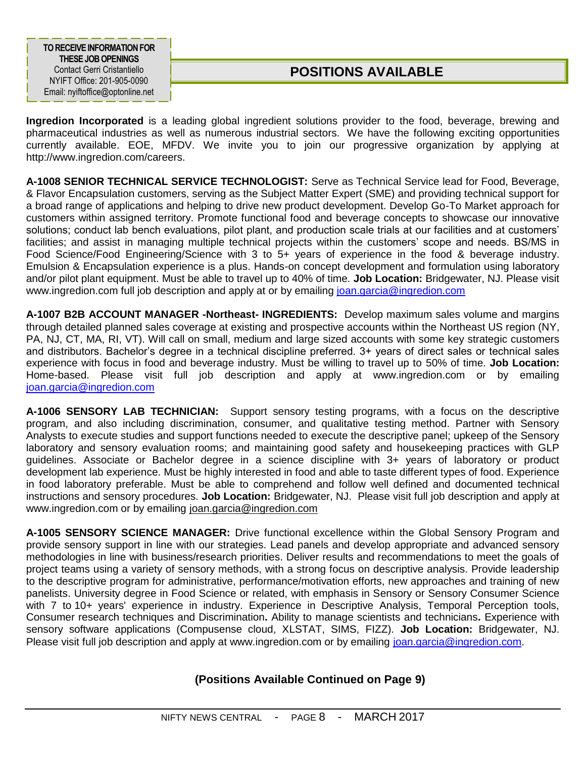**TO RECEIVE INFORMATION FOR THESE JOB OPENINGS**
Contact Gerri Cristantiello
NYIFT Office: 201-905-0090
Email: nyiftoffice@optonline.net

# POSITIONS AVAILABLE

**Ingredion Incorporated** is a leading global ingredient solutions provider to the food, beverage, brewing and pharmaceutical industries as well as numerous industrial sectors. We have the following exciting opportunities currently available. EOE, MFDV. We invite you to join our progressive organization by applying at http://www.ingredion.com/careers.

**A-1008 SENIOR TECHNICAL SERVICE TECHNOLOGIST:** Serve as Technical Service lead for Food, Beverage, & Flavor Encapsulation customers, serving as the Subject Matter Expert (SME) and providing technical support for a broad range of applications and helping to drive new product development. Develop Go-To Market approach for customers within assigned territory. Promote functional food and beverage concepts to showcase our innovative solutions; conduct lab bench evaluations, pilot plant, and production scale trials at our facilities and at customers' facilities; and assist in managing multiple technical projects within the customers' scope and needs. BS/MS in Food Science/Food Engineering/Science with 3 to 5+ years of experience in the food & beverage industry. Emulsion & Encapsulation experience is a plus. Hands-on concept development and formulation using laboratory and/or pilot plant equipment. Must be able to travel up to 40% of time. **Job Location:** Bridgewater, NJ. Please visit www.ingredion.com full job description and apply at or by emailing joan.garcia@ingredion.com

**A-1007 B2B ACCOUNT MANAGER -Northeast- INGREDIENTS:** Develop maximum sales volume and margins through detailed planned sales coverage at existing and prospective accounts within the Northeast US region (NY, PA, NJ, CT, MA, RI, VT). Will call on small, medium and large sized accounts with some key strategic customers and distributors. Bachelor's degree in a technical discipline preferred. 3+ years of direct sales or technical sales experience with focus in food and beverage industry. Must be willing to travel up to 50% of time. **Job Location:** Home-based. Please visit full job description and apply at www.ingredion.com or by emailing joan.garcia@ingredion.com

**A-1006 SENSORY LAB TECHNICIAN:** Support sensory testing programs, with a focus on the descriptive program, and also including discrimination, consumer, and qualitative testing method. Partner with Sensory Analysts to execute studies and support functions needed to execute the descriptive panel; upkeep of the Sensory laboratory and sensory evaluation rooms; and maintaining good safety and housekeeping practices with GLP guidelines. Associate or Bachelor degree in a science discipline with 3+ years of laboratory or product development lab experience. Must be highly interested in food and able to taste different types of food. Experience in food laboratory preferable. Must be able to comprehend and follow well defined and documented technical instructions and sensory procedures. **Job Location:** Bridgewater, NJ. Please visit full job description and apply at www.ingredion.com or by emailing joan.garcia@ingredion.com

**A-1005 SENSORY SCIENCE MANAGER:** Drive functional excellence within the Global Sensory Program and provide sensory support in line with our strategies. Lead panels and develop appropriate and advanced sensory methodologies in line with business/research priorities. Deliver results and recommendations to meet the goals of project teams using a variety of sensory methods, with a strong focus on descriptive analysis. Provide leadership to the descriptive program for administrative, performance/motivation efforts, new approaches and training of new panelists. University degree in Food Science or related, with emphasis in Sensory or Sensory Consumer Science with 7 to 10+ years' experience in industry. Experience in Descriptive Analysis, Temporal Perception tools, Consumer research techniques and Discrimination**.** Ability to manage scientists and technicians**.** Experience with sensory software applications (Compusense cloud, XLSTAT, SIMS, FIZZ). **Job Location:** Bridgewater, NJ. Please visit full job description and apply at www.ingredion.com or by emailing joan.garcia@ingredion.com.

**(Positions Available Continued on Page 9)**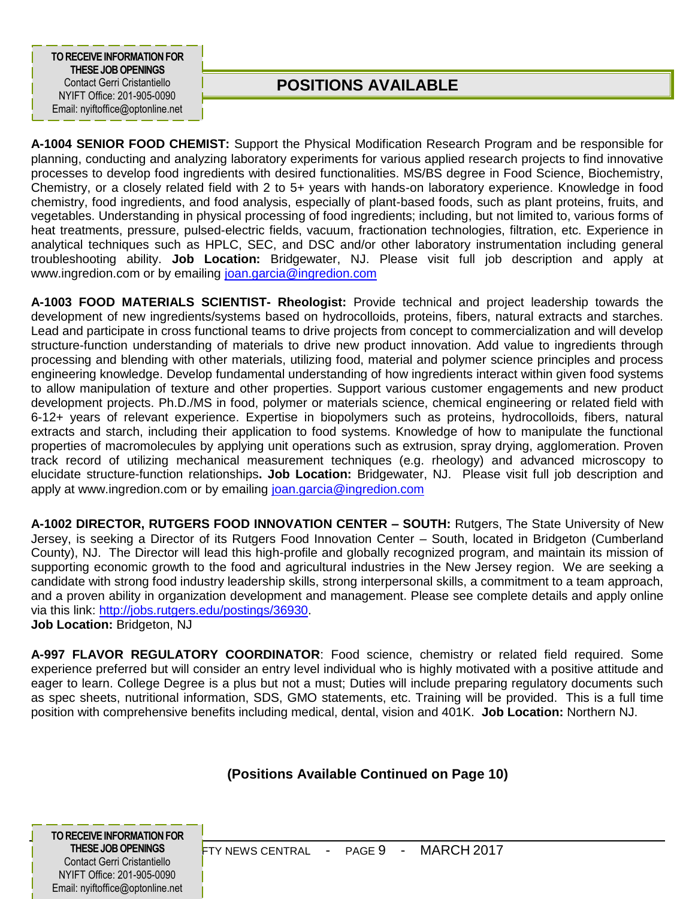**TO RECEIVE INFORMATION FOR THESE JOB OPENINGS**
Contact Gerri Cristantiello
NYIFT Office: 201-905-0090
Email: nyiftoffice@optonline.net

## POSITIONS AVAILABLE

**A-1004 SENIOR FOOD CHEMIST:** Support the Physical Modification Research Program and be responsible for planning, conducting and analyzing laboratory experiments for various applied research projects to find innovative processes to develop food ingredients with desired functionalities. MS/BS degree in Food Science, Biochemistry, Chemistry, or a closely related field with 2 to 5+ years with hands-on laboratory experience. Knowledge in food chemistry, food ingredients, and food analysis, especially of plant-based foods, such as plant proteins, fruits, and vegetables. Understanding in physical processing of food ingredients; including, but not limited to, various forms of heat treatments, pressure, pulsed-electric fields, vacuum, fractionation technologies, filtration, etc. Experience in analytical techniques such as HPLC, SEC, and DSC and/or other laboratory instrumentation including general troubleshooting ability. **Job Location:** Bridgewater, NJ. Please visit full job description and apply at www.ingredion.com or by emailing joan.garcia@ingredion.com

**A-1003 FOOD MATERIALS SCIENTIST- Rheologist:** Provide technical and project leadership towards the development of new ingredients/systems based on hydrocolloids, proteins, fibers, natural extracts and starches. Lead and participate in cross functional teams to drive projects from concept to commercialization and will develop structure-function understanding of materials to drive new product innovation. Add value to ingredients through processing and blending with other materials, utilizing food, material and polymer science principles and process engineering knowledge. Develop fundamental understanding of how ingredients interact within given food systems to allow manipulation of texture and other properties. Support various customer engagements and new product development projects. Ph.D./MS in food, polymer or materials science, chemical engineering or related field with 6-12+ years of relevant experience. Expertise in biopolymers such as proteins, hydrocolloids, fibers, natural extracts and starch, including their application to food systems. Knowledge of how to manipulate the functional properties of macromolecules by applying unit operations such as extrusion, spray drying, agglomeration. Proven track record of utilizing mechanical measurement techniques (e.g. rheology) and advanced microscopy to elucidate structure-function relationships**. Job Location:** Bridgewater, NJ. Please visit full job description and apply at www.ingredion.com or by emailing joan.garcia@ingredion.com

**A-1002 DIRECTOR, RUTGERS FOOD INNOVATION CENTER – SOUTH:** Rutgers, The State University of New Jersey, is seeking a Director of its Rutgers Food Innovation Center – South, located in Bridgeton (Cumberland County), NJ. The Director will lead this high-profile and globally recognized program, and maintain its mission of supporting economic growth to the food and agricultural industries in the New Jersey region. We are seeking a candidate with strong food industry leadership skills, strong interpersonal skills, a commitment to a team approach, and a proven ability in organization development and management. Please see complete details and apply online via this link: http://jobs.rutgers.edu/postings/36930.
**Job Location:** Bridgeton, NJ

**A-997 FLAVOR REGULATORY COORDINATOR**: Food science, chemistry or related field required. Some experience preferred but will consider an entry level individual who is highly motivated with a positive attitude and eager to learn. College Degree is a plus but not a must; Duties will include preparing regulatory documents such as spec sheets, nutritional information, SDS, GMO statements, etc. Training will be provided. This is a full time position with comprehensive benefits including medical, dental, vision and 401K. **Job Location:** Northern NJ.

**(Positions Available Continued on Page 10)**

**TO RECEIVE INFORMATION FOR THESE JOB OPENINGS**
Contact Gerri Cristantiello
NYIFT Office: 201-905-0090
Email: nyiftoffice@optonline.net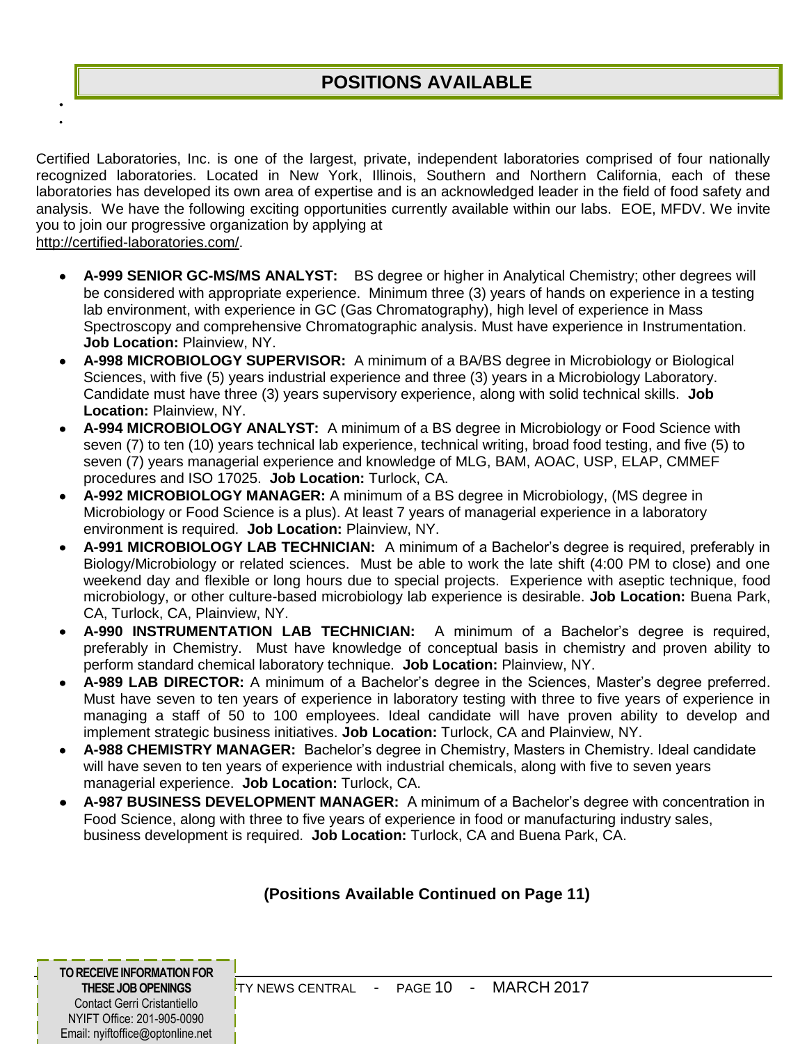## POSITIONS AVAILABLE

Certified Laboratories, Inc. is one of the largest, private, independent laboratories comprised of four nationally recognized laboratories. Located in New York, Illinois, Southern and Northern California, each of these laboratories has developed its own area of expertise and is an acknowledged leader in the field of food safety and analysis. We have the following exciting opportunities currently available within our labs. EOE, MFDV. We invite you to join our progressive organization by applying at http://certified-laboratories.com/.

- **A-999 SENIOR GC-MS/MS ANALYST:** BS degree or higher in Analytical Chemistry; other degrees will be considered with appropriate experience. Minimum three (3) years of hands on experience in a testing lab environment, with experience in GC (Gas Chromatography), high level of experience in Mass Spectroscopy and comprehensive Chromatographic analysis. Must have experience in Instrumentation. **Job Location:** Plainview, NY.
- **A-998 MICROBIOLOGY SUPERVISOR:** A minimum of a BA/BS degree in Microbiology or Biological Sciences, with five (5) years industrial experience and three (3) years in a Microbiology Laboratory. Candidate must have three (3) years supervisory experience, along with solid technical skills. **Job Location:** Plainview, NY.
- **A-994 MICROBIOLOGY ANALYST:** A minimum of a BS degree in Microbiology or Food Science with seven (7) to ten (10) years technical lab experience, technical writing, broad food testing, and five (5) to seven (7) years managerial experience and knowledge of MLG, BAM, AOAC, USP, ELAP, CMMEF procedures and ISO 17025. **Job Location:** Turlock, CA.
- **A-992 MICROBIOLOGY MANAGER:** A minimum of a BS degree in Microbiology, (MS degree in Microbiology or Food Science is a plus). At least 7 years of managerial experience in a laboratory environment is required. **Job Location:** Plainview, NY.
- **A-991 MICROBIOLOGY LAB TECHNICIAN:** A minimum of a Bachelor's degree is required, preferably in Biology/Microbiology or related sciences. Must be able to work the late shift (4:00 PM to close) and one weekend day and flexible or long hours due to special projects. Experience with aseptic technique, food microbiology, or other culture-based microbiology lab experience is desirable. **Job Location:** Buena Park, CA, Turlock, CA, Plainview, NY.
- **A-990 INSTRUMENTATION LAB TECHNICIAN:** A minimum of a Bachelor's degree is required, preferably in Chemistry. Must have knowledge of conceptual basis in chemistry and proven ability to perform standard chemical laboratory technique. **Job Location:** Plainview, NY.
- **A-989 LAB DIRECTOR:** A minimum of a Bachelor's degree in the Sciences, Master's degree preferred. Must have seven to ten years of experience in laboratory testing with three to five years of experience in managing a staff of 50 to 100 employees. Ideal candidate will have proven ability to develop and implement strategic business initiatives. **Job Location:** Turlock, CA and Plainview, NY.
- **A-988 CHEMISTRY MANAGER:** Bachelor's degree in Chemistry, Masters in Chemistry. Ideal candidate will have seven to ten years of experience with industrial chemicals, along with five to seven years managerial experience. **Job Location:** Turlock, CA.
- **A-987 BUSINESS DEVELOPMENT MANAGER:** A minimum of a Bachelor's degree with concentration in Food Science, along with three to five years of experience in food or manufacturing industry sales, business development is required. **Job Location:** Turlock, CA and Buena Park, CA.

**(Positions Available Continued on Page 11)**

**TO RECEIVE INFORMATION FOR THESE JOB OPENINGS**
Contact Gerri Cristantiello
NYIFT Office: 201-905-0090
Email: nyiftoffice@optonline.net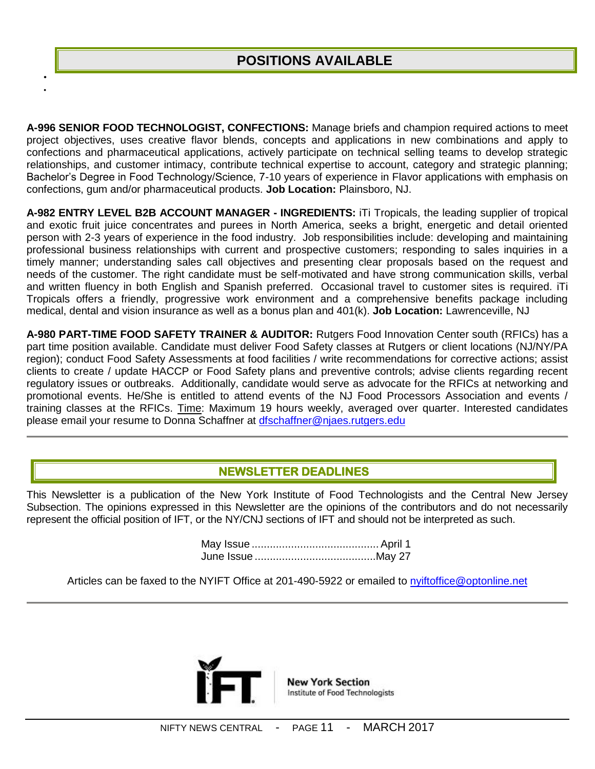## POSITIONS AVAILABLE

**A-996 SENIOR FOOD TECHNOLOGIST, CONFECTIONS:** Manage briefs and champion required actions to meet project objectives, uses creative flavor blends, concepts and applications in new combinations and apply to confections and pharmaceutical applications, actively participate on technical selling teams to develop strategic relationships, and customer intimacy, contribute technical expertise to account, category and strategic planning; Bachelor's Degree in Food Technology/Science, 7-10 years of experience in Flavor applications with emphasis on confections, gum and/or pharmaceutical products. **Job Location:** Plainsboro, NJ.

**A-982 ENTRY LEVEL B2B ACCOUNT MANAGER - INGREDIENTS:** iTi Tropicals, the leading supplier of tropical and exotic fruit juice concentrates and purees in North America, seeks a bright, energetic and detail oriented person with 2-3 years of experience in the food industry. Job responsibilities include: developing and maintaining professional business relationships with current and prospective customers; responding to sales inquiries in a timely manner; understanding sales call objectives and presenting clear proposals based on the request and needs of the customer. The right candidate must be self-motivated and have strong communication skills, verbal and written fluency in both English and Spanish preferred. Occasional travel to customer sites is required. iTi Tropicals offers a friendly, progressive work environment and a comprehensive benefits package including medical, dental and vision insurance as well as a bonus plan and 401(k). **Job Location:** Lawrenceville, NJ

**A-980 PART-TIME FOOD SAFETY TRAINER & AUDITOR:** Rutgers Food Innovation Center south (RFICs) has a part time position available. Candidate must deliver Food Safety classes at Rutgers or client locations (NJ/NY/PA region); conduct Food Safety Assessments at food facilities / write recommendations for corrective actions; assist clients to create / update HACCP or Food Safety plans and preventive controls; advise clients regarding recent regulatory issues or outbreaks. Additionally, candidate would serve as advocate for the RFICs at networking and promotional events. He/She is entitled to attend events of the NJ Food Processors Association and events / training classes at the RFICs. Time: Maximum 19 hours weekly, averaged over quarter. Interested candidates please email your resume to Donna Schaffner at dfschaffner@njaes.rutgers.edu

---

## NEWSLETTER DEADLINES

This Newsletter is a publication of the New York Institute of Food Technologists and the Central New Jersey Subsection. The opinions expressed in this Newsletter are the opinions of the contributors and do not necessarily represent the official position of IFT, or the NY/CNJ sections of IFT and should not be interpreted as such.

May Issue .......................................... April 1
June Issue ........................................May 27

Articles can be faxed to the NYIFT Office at 201-490-5922 or emailed to nyiftoffice@optonline.net

---

IFT New York Section
Institute of Food Technologists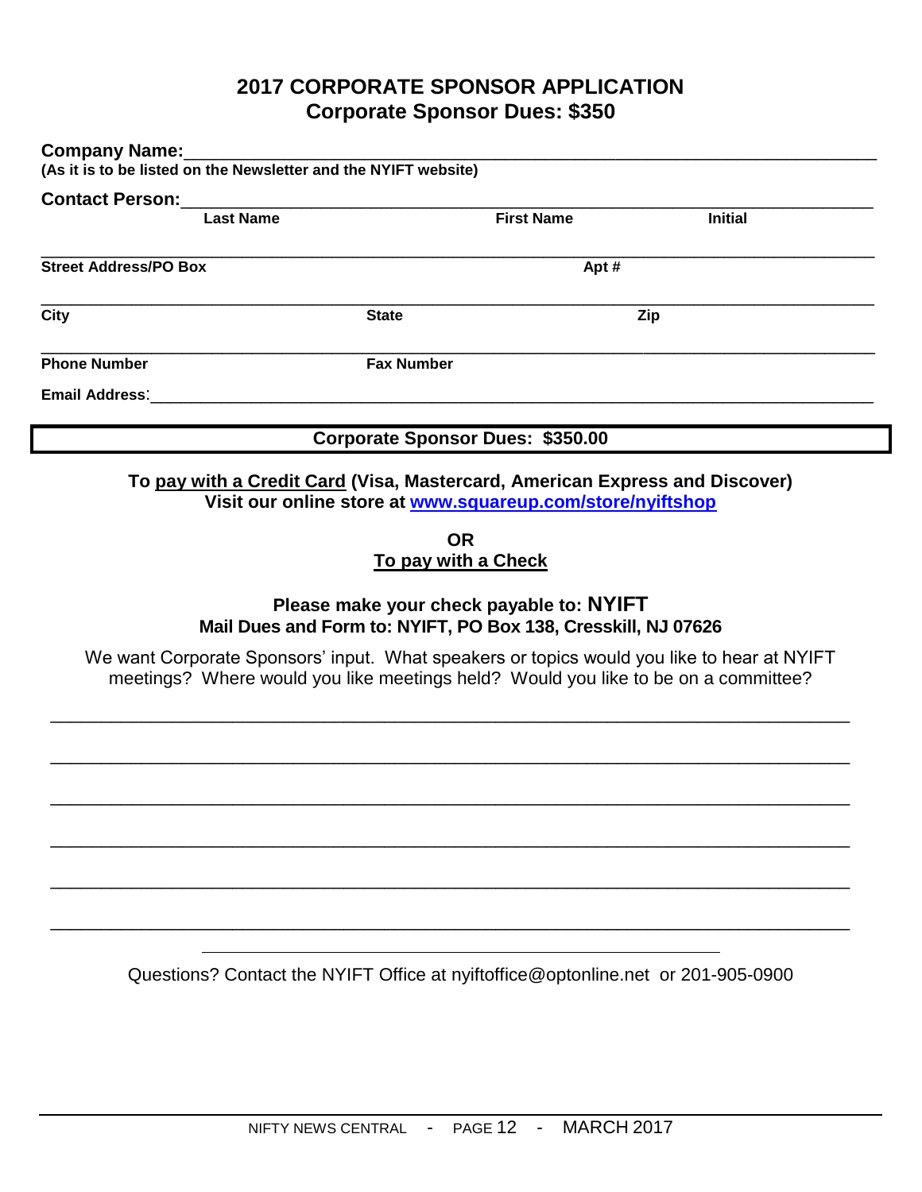## 2017 CORPORATE SPONSOR APPLICATION
## Corporate Sponsor Dues: $350

**Company Name:**\_\_\_\_\_\_\_\_\_\_\_\_\_\_\_\_\_\_\_\_\_\_\_\_\_\_\_\_\_\_\_\_\_\_\_\_\_\_\_\_
**(As it is to be listed on the Newsletter and the NYIFT website)**

**Contact Person:**\_\_\_\_\_\_\_\_\_\_\_\_\_\_\_\_\_\_\_\_\_\_\_\_\_\_\_\_\_\_\_\_\_\_\_\_\_\_\_\_
**Last Name** **First Name** **Initial**

\_\_\_\_\_\_\_\_\_\_\_\_\_\_\_\_\_\_\_\_\_\_\_\_\_\_\_\_\_\_\_\_\_\_\_\_\_\_\_\_\_\_\_\_\_\_\_\_\_\_\_\_
**Street Address/PO Box** **Apt #**

\_\_\_\_\_\_\_\_\_\_\_\_\_\_\_\_\_\_\_\_\_\_\_\_\_\_\_\_\_\_\_\_\_\_\_\_\_\_\_\_\_\_\_\_\_\_\_\_\_\_\_\_
**City** **State** **Zip**

\_\_\_\_\_\_\_\_\_\_\_\_\_\_\_\_\_\_\_\_\_\_\_\_\_\_\_\_\_\_\_\_\_\_\_\_\_\_\_\_\_\_\_\_\_\_\_\_\_\_\_\_
**Phone Number** **Fax Number**

**Email Address**:\_\_\_\_\_\_\_\_\_\_\_\_\_\_\_\_\_\_\_\_\_\_\_\_\_\_\_\_\_\_\_\_\_\_\_\_\_\_\_\_

**Corporate Sponsor Dues: $350.00**

**To pay with a Credit Card (Visa, Mastercard, American Express and Discover)**
**Visit our online store at www.squareup.com/store/nyiftshop**

**OR**
**To pay with a Check**

**Please make your check payable to: NYIFT**
**Mail Dues and Form to: NYIFT, PO Box 138, Cresskill, NJ 07626**

We want Corporate Sponsors' input. What speakers or topics would you like to hear at NYIFT meetings? Where would you like meetings held? Would you like to be on a committee?

\_\_\_\_\_\_\_\_\_\_\_\_\_\_\_\_\_\_\_\_\_\_\_\_\_\_\_\_\_\_\_\_\_\_\_\_\_\_\_\_\_\_\_\_\_\_\_\_\_\_\_\_

\_\_\_\_\_\_\_\_\_\_\_\_\_\_\_\_\_\_\_\_\_\_\_\_\_\_\_\_\_\_\_\_\_\_\_\_\_\_\_\_\_\_\_\_\_\_\_\_\_\_\_\_

\_\_\_\_\_\_\_\_\_\_\_\_\_\_\_\_\_\_\_\_\_\_\_\_\_\_\_\_\_\_\_\_\_\_\_\_\_\_\_\_\_\_\_\_\_\_\_\_\_\_\_\_

\_\_\_\_\_\_\_\_\_\_\_\_\_\_\_\_\_\_\_\_\_\_\_\_\_\_\_\_\_\_\_\_\_\_\_\_\_\_\_\_\_\_\_\_\_\_\_\_\_\_\_\_

\_\_\_\_\_\_\_\_\_\_\_\_\_\_\_\_\_\_\_\_\_\_\_\_\_\_\_\_\_\_\_\_\_\_\_\_\_\_\_\_\_\_\_\_\_\_\_\_\_\_\_\_

\_\_\_\_\_\_\_\_\_\_\_\_\_\_\_\_\_\_\_\_\_\_\_\_\_\_\_\_\_\_\_\_\_\_\_\_\_\_\_\_\_\_\_\_\_\_\_\_\_\_\_\_

Questions? Contact the NYIFT Office at nyiftoffice@optonline.net or 201-905-0900